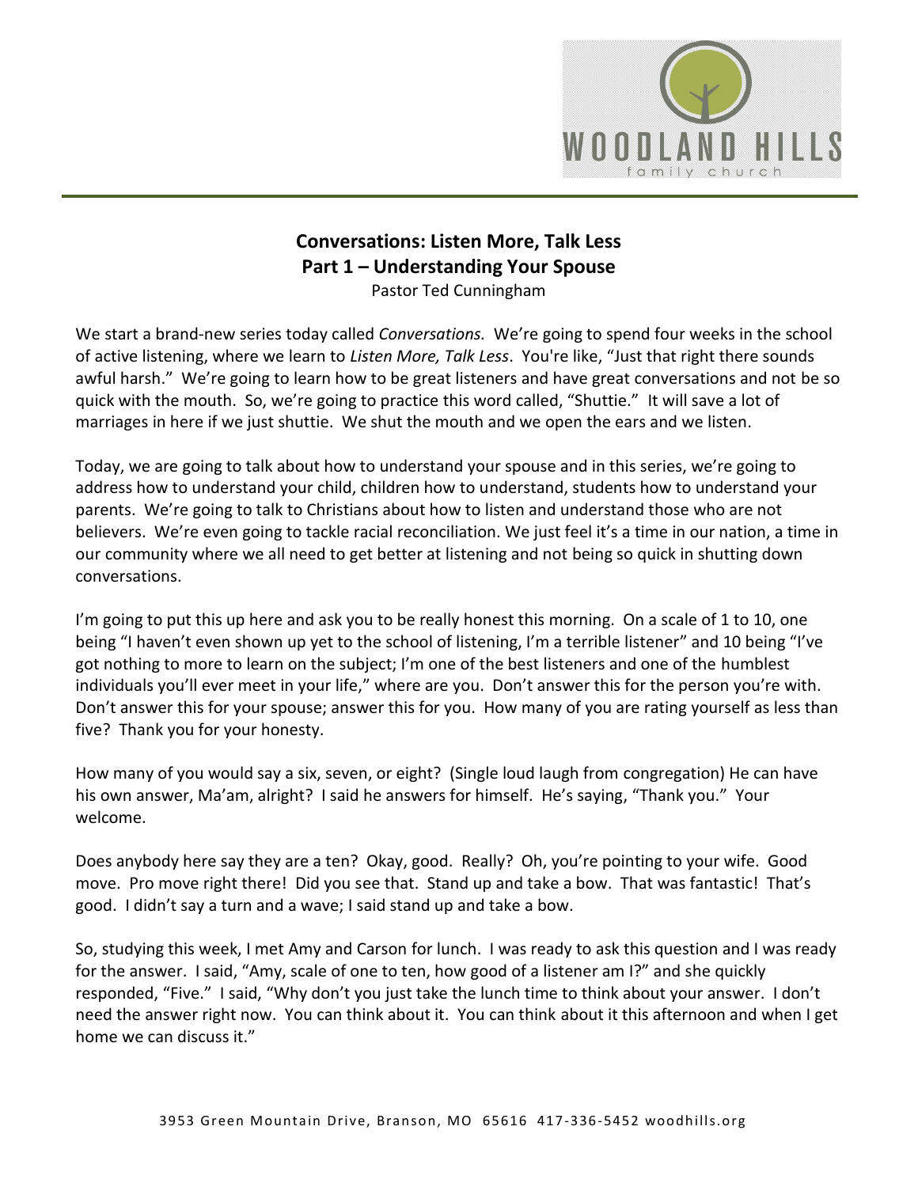# Conversations: Listen More, Talk Less
## Part 1 – Understanding Your Spouse

Pastor Ted Cunningham

We start a brand-new series today called *Conversations.* We're going to spend four weeks in the school of active listening, where we learn to *Listen More, Talk Less*. You're like, "Just that right there sounds awful harsh." We're going to learn how to be great listeners and have great conversations and not be so quick with the mouth. So, we're going to practice this word called, "Shuttie." It will save a lot of marriages in here if we just shuttie. We shut the mouth and we open the ears and we listen.

Today, we are going to talk about how to understand your spouse and in this series, we're going to address how to understand your child, children how to understand, students how to understand your parents. We're going to talk to Christians about how to listen and understand those who are not believers. We're even going to tackle racial reconciliation. We just feel it's a time in our nation, a time in our community where we all need to get better at listening and not being so quick in shutting down conversations.

I'm going to put this up here and ask you to be really honest this morning. On a scale of 1 to 10, one being "I haven't even shown up yet to the school of listening, I'm a terrible listener" and 10 being "I've got nothing to more to learn on the subject; I'm one of the best listeners and one of the humblest individuals you'll ever meet in your life," where are you. Don't answer this for the person you're with. Don't answer this for your spouse; answer this for you. How many of you are rating yourself as less than five? Thank you for your honesty.

How many of you would say a six, seven, or eight? (Single loud laugh from congregation) He can have his own answer, Ma'am, alright? I said he answers for himself. He's saying, "Thank you." Your welcome.

Does anybody here say they are a ten? Okay, good. Really? Oh, you're pointing to your wife. Good move. Pro move right there! Did you see that. Stand up and take a bow. That was fantastic! That's good. I didn't say a turn and a wave; I said stand up and take a bow.

So, studying this week, I met Amy and Carson for lunch. I was ready to ask this question and I was ready for the answer. I said, "Amy, scale of one to ten, how good of a listener am I?" and she quickly responded, "Five." I said, "Why don't you just take the lunch time to think about your answer. I don't need the answer right now. You can think about it. You can think about it this afternoon and when I get home we can discuss it."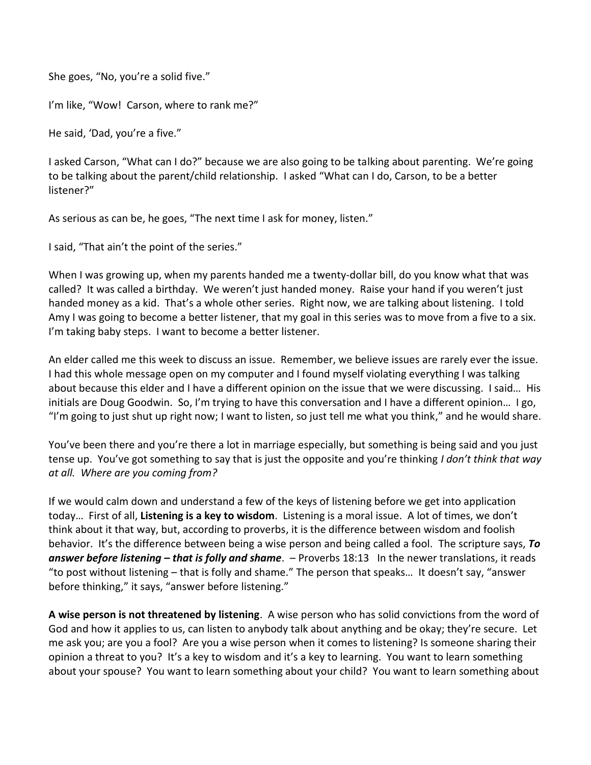She goes, "No, you're a solid five."

I'm like, "Wow! Carson, where to rank me?"

He said, 'Dad, you're a five."

I asked Carson, "What can I do?" because we are also going to be talking about parenting. We're going to be talking about the parent/child relationship. I asked "What can I do, Carson, to be a better listener?"

As serious as can be, he goes, "The next time I ask for money, listen."

I said, "That ain't the point of the series."

When I was growing up, when my parents handed me a twenty-dollar bill, do you know what that was called? It was called a birthday. We weren't just handed money. Raise your hand if you weren't just handed money as a kid. That's a whole other series. Right now, we are talking about listening. I told Amy I was going to become a better listener, that my goal in this series was to move from a five to a six. I'm taking baby steps. I want to become a better listener.

An elder called me this week to discuss an issue. Remember, we believe issues are rarely ever the issue. I had this whole message open on my computer and I found myself violating everything I was talking about because this elder and I have a different opinion on the issue that we were discussing. I said… His initials are Doug Goodwin. So, I'm trying to have this conversation and I have a different opinion… I go, "I'm going to just shut up right now; I want to listen, so just tell me what you think," and he would share.

You've been there and you're there a lot in marriage especially, but something is being said and you just tense up. You've got something to say that is just the opposite and you're thinking *I don't think that way at all. Where are you coming from?*

If we would calm down and understand a few of the keys of listening before we get into application today… First of all, **Listening is a key to wisdom**. Listening is a moral issue. A lot of times, we don't think about it that way, but, according to proverbs, it is the difference between wisdom and foolish behavior. It's the difference between being a wise person and being called a fool. The scripture says, ***To answer before listening – that is folly and shame***. – Proverbs 18:13 In the newer translations, it reads "to post without listening – that is folly and shame." The person that speaks… It doesn't say, "answer before thinking," it says, "answer before listening."

**A wise person is not threatened by listening**. A wise person who has solid convictions from the word of God and how it applies to us, can listen to anybody talk about anything and be okay; they're secure. Let me ask you; are you a fool? Are you a wise person when it comes to listening? Is someone sharing their opinion a threat to you? It's a key to wisdom and it's a key to learning. You want to learn something about your spouse? You want to learn something about your child? You want to learn something about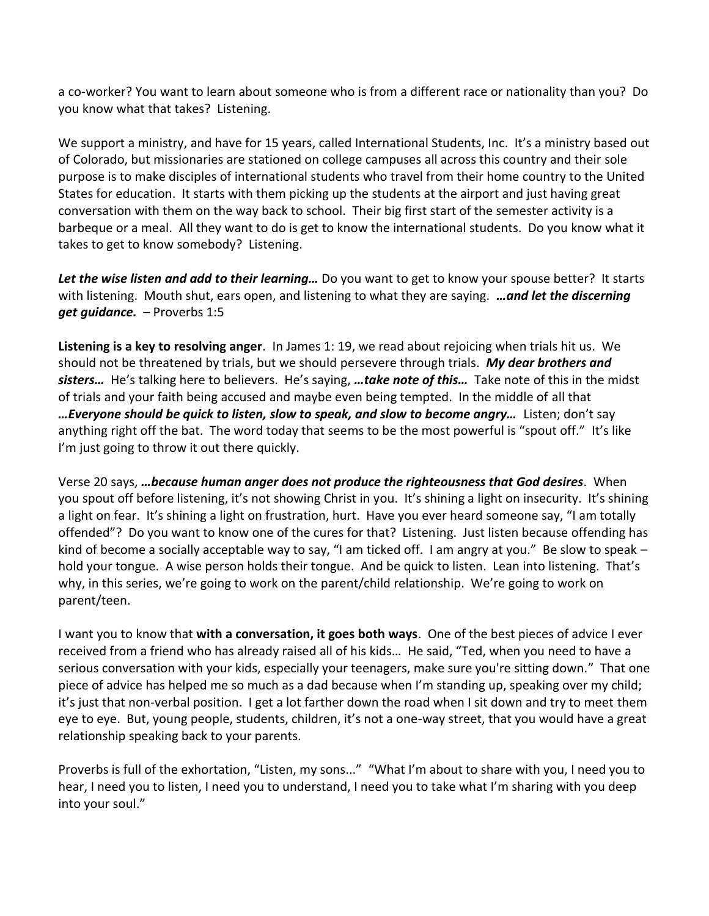a co-worker? You want to learn about someone who is from a different race or nationality than you? Do you know what that takes? Listening.

We support a ministry, and have for 15 years, called International Students, Inc. It's a ministry based out of Colorado, but missionaries are stationed on college campuses all across this country and their sole purpose is to make disciples of international students who travel from their home country to the United States for education. It starts with them picking up the students at the airport and just having great conversation with them on the way back to school. Their big first start of the semester activity is a barbeque or a meal. All they want to do is get to know the international students. Do you know what it takes to get to know somebody? Listening.

***Let the wise listen and add to their learning…*** Do you want to get to know your spouse better? It starts with listening. Mouth shut, ears open, and listening to what they are saying. ***…and let the discerning get guidance.*** – Proverbs 1:5

**Listening is a key to resolving anger**. In James 1: 19, we read about rejoicing when trials hit us. We should not be threatened by trials, but we should persevere through trials. ***My dear brothers and sisters…*** He's talking here to believers. He's saying, ***…take note of this…*** Take note of this in the midst of trials and your faith being accused and maybe even being tempted. In the middle of all that ***…Everyone should be quick to listen, slow to speak, and slow to become angry…*** Listen; don't say anything right off the bat. The word today that seems to be the most powerful is "spout off." It's like I'm just going to throw it out there quickly.

Verse 20 says, ***…because human anger does not produce the righteousness that God desires***. When you spout off before listening, it's not showing Christ in you. It's shining a light on insecurity. It's shining a light on fear. It's shining a light on frustration, hurt. Have you ever heard someone say, "I am totally offended"? Do you want to know one of the cures for that? Listening. Just listen because offending has kind of become a socially acceptable way to say, "I am ticked off. I am angry at you." Be slow to speak – hold your tongue. A wise person holds their tongue. And be quick to listen. Lean into listening. That's why, in this series, we're going to work on the parent/child relationship. We're going to work on parent/teen.

I want you to know that **with a conversation, it goes both ways**. One of the best pieces of advice I ever received from a friend who has already raised all of his kids… He said, "Ted, when you need to have a serious conversation with your kids, especially your teenagers, make sure you're sitting down." That one piece of advice has helped me so much as a dad because when I'm standing up, speaking over my child; it's just that non-verbal position. I get a lot farther down the road when I sit down and try to meet them eye to eye. But, young people, students, children, it's not a one-way street, that you would have a great relationship speaking back to your parents.

Proverbs is full of the exhortation, "Listen, my sons..." "What I'm about to share with you, I need you to hear, I need you to listen, I need you to understand, I need you to take what I'm sharing with you deep into your soul."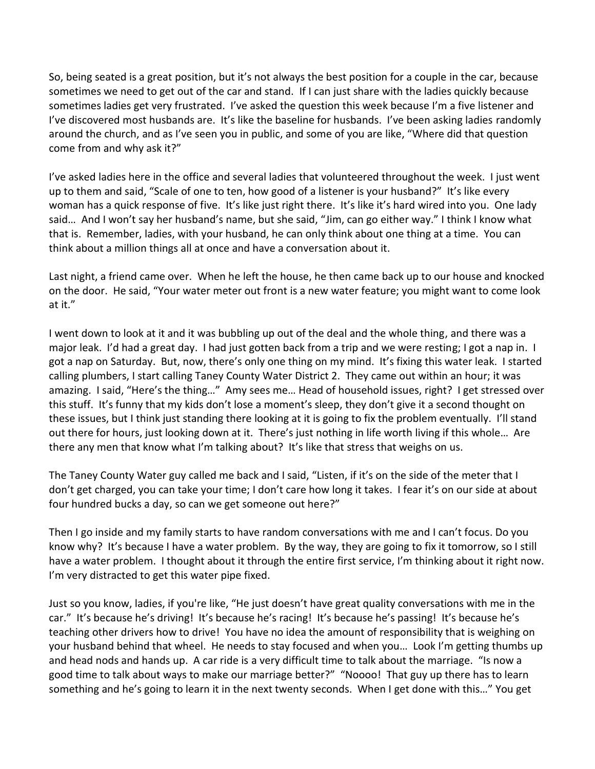So, being seated is a great position, but it's not always the best position for a couple in the car, because sometimes we need to get out of the car and stand. If I can just share with the ladies quickly because sometimes ladies get very frustrated. I've asked the question this week because I'm a five listener and I've discovered most husbands are. It's like the baseline for husbands. I've been asking ladies randomly around the church, and as I've seen you in public, and some of you are like, "Where did that question come from and why ask it?"

I've asked ladies here in the office and several ladies that volunteered throughout the week. I just went up to them and said, "Scale of one to ten, how good of a listener is your husband?" It's like every woman has a quick response of five. It's like just right there. It's like it's hard wired into you. One lady said… And I won't say her husband's name, but she said, "Jim, can go either way." I think I know what that is. Remember, ladies, with your husband, he can only think about one thing at a time. You can think about a million things all at once and have a conversation about it.

Last night, a friend came over. When he left the house, he then came back up to our house and knocked on the door. He said, "Your water meter out front is a new water feature; you might want to come look at it."

I went down to look at it and it was bubbling up out of the deal and the whole thing, and there was a major leak. I'd had a great day. I had just gotten back from a trip and we were resting; I got a nap in. I got a nap on Saturday. But, now, there's only one thing on my mind. It's fixing this water leak. I started calling plumbers, I start calling Taney County Water District 2. They came out within an hour; it was amazing. I said, "Here's the thing…" Amy sees me… Head of household issues, right? I get stressed over this stuff. It's funny that my kids don't lose a moment's sleep, they don't give it a second thought on these issues, but I think just standing there looking at it is going to fix the problem eventually. I'll stand out there for hours, just looking down at it. There's just nothing in life worth living if this whole… Are there any men that know what I'm talking about? It's like that stress that weighs on us.

The Taney County Water guy called me back and I said, "Listen, if it's on the side of the meter that I don't get charged, you can take your time; I don't care how long it takes. I fear it's on our side at about four hundred bucks a day, so can we get someone out here?"

Then I go inside and my family starts to have random conversations with me and I can't focus. Do you know why? It's because I have a water problem. By the way, they are going to fix it tomorrow, so I still have a water problem. I thought about it through the entire first service, I'm thinking about it right now. I'm very distracted to get this water pipe fixed.

Just so you know, ladies, if you're like, "He just doesn't have great quality conversations with me in the car." It's because he's driving! It's because he's racing! It's because he's passing! It's because he's teaching other drivers how to drive! You have no idea the amount of responsibility that is weighing on your husband behind that wheel. He needs to stay focused and when you… Look I'm getting thumbs up and head nods and hands up. A car ride is a very difficult time to talk about the marriage. "Is now a good time to talk about ways to make our marriage better?" "Noooo! That guy up there has to learn something and he's going to learn it in the next twenty seconds. When I get done with this…" You get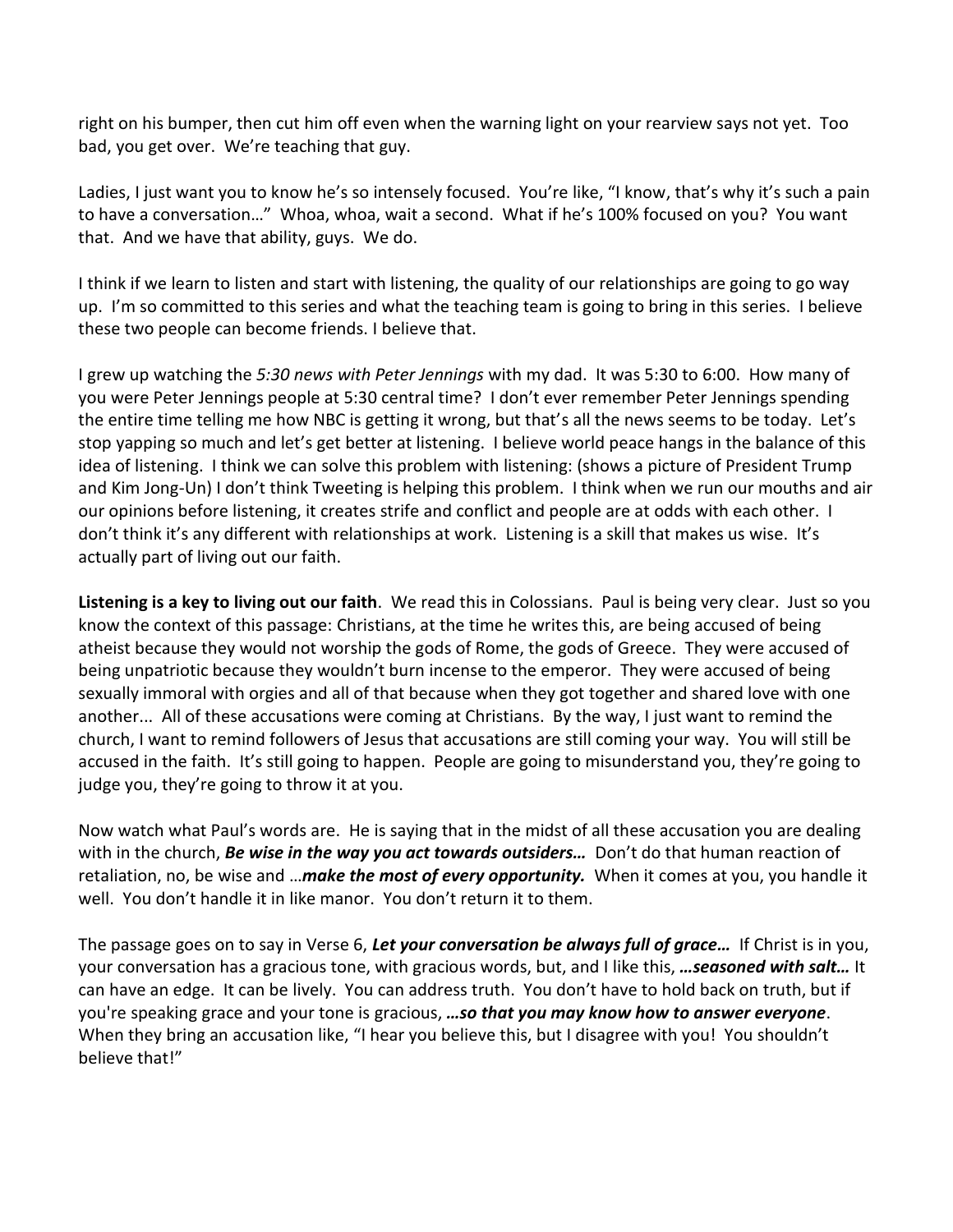right on his bumper, then cut him off even when the warning light on your rearview says not yet. Too bad, you get over. We're teaching that guy.

Ladies, I just want you to know he's so intensely focused. You're like, "I know, that's why it's such a pain to have a conversation…" Whoa, whoa, wait a second. What if he's 100% focused on you? You want that. And we have that ability, guys. We do.

I think if we learn to listen and start with listening, the quality of our relationships are going to go way up. I'm so committed to this series and what the teaching team is going to bring in this series. I believe these two people can become friends. I believe that.

I grew up watching the *5:30 news with Peter Jennings* with my dad. It was 5:30 to 6:00. How many of you were Peter Jennings people at 5:30 central time? I don't ever remember Peter Jennings spending the entire time telling me how NBC is getting it wrong, but that's all the news seems to be today. Let's stop yapping so much and let's get better at listening. I believe world peace hangs in the balance of this idea of listening. I think we can solve this problem with listening: (shows a picture of President Trump and Kim Jong-Un) I don't think Tweeting is helping this problem. I think when we run our mouths and air our opinions before listening, it creates strife and conflict and people are at odds with each other. I don't think it's any different with relationships at work. Listening is a skill that makes us wise. It's actually part of living out our faith.

**Listening is a key to living out our faith**. We read this in Colossians. Paul is being very clear. Just so you know the context of this passage: Christians, at the time he writes this, are being accused of being atheist because they would not worship the gods of Rome, the gods of Greece. They were accused of being unpatriotic because they wouldn't burn incense to the emperor. They were accused of being sexually immoral with orgies and all of that because when they got together and shared love with one another... All of these accusations were coming at Christians. By the way, I just want to remind the church, I want to remind followers of Jesus that accusations are still coming your way. You will still be accused in the faith. It's still going to happen. People are going to misunderstand you, they're going to judge you, they're going to throw it at you.

Now watch what Paul's words are. He is saying that in the midst of all these accusation you are dealing with in the church, ***Be wise in the way you act towards outsiders…*** Don't do that human reaction of retaliation, no, be wise and …***make the most of every opportunity.*** When it comes at you, you handle it well. You don't handle it in like manor. You don't return it to them.

The passage goes on to say in Verse 6, ***Let your conversation be always full of grace…*** If Christ is in you, your conversation has a gracious tone, with gracious words, but, and I like this, ***…seasoned with salt…*** It can have an edge. It can be lively. You can address truth. You don't have to hold back on truth, but if you're speaking grace and your tone is gracious, ***…so that you may know how to answer everyone***. When they bring an accusation like, "I hear you believe this, but I disagree with you! You shouldn't believe that!"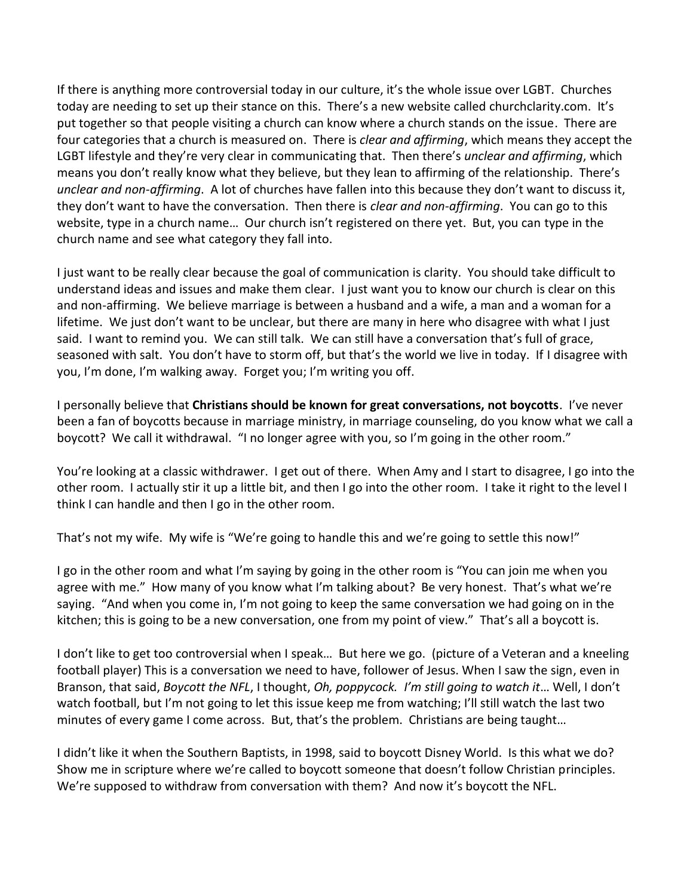If there is anything more controversial today in our culture, it's the whole issue over LGBT. Churches today are needing to set up their stance on this. There's a new website called churchclarity.com. It's put together so that people visiting a church can know where a church stands on the issue. There are four categories that a church is measured on. There is *clear and affirming*, which means they accept the LGBT lifestyle and they're very clear in communicating that. Then there's *unclear and affirming*, which means you don't really know what they believe, but they lean to affirming of the relationship. There's *unclear and non-affirming*. A lot of churches have fallen into this because they don't want to discuss it, they don't want to have the conversation. Then there is *clear and non-affirming*. You can go to this website, type in a church name… Our church isn't registered on there yet. But, you can type in the church name and see what category they fall into.

I just want to be really clear because the goal of communication is clarity. You should take difficult to understand ideas and issues and make them clear. I just want you to know our church is clear on this and non-affirming. We believe marriage is between a husband and a wife, a man and a woman for a lifetime. We just don't want to be unclear, but there are many in here who disagree with what I just said. I want to remind you. We can still talk. We can still have a conversation that's full of grace, seasoned with salt. You don't have to storm off, but that's the world we live in today. If I disagree with you, I'm done, I'm walking away. Forget you; I'm writing you off.

I personally believe that **Christians should be known for great conversations, not boycotts**. I've never been a fan of boycotts because in marriage ministry, in marriage counseling, do you know what we call a boycott? We call it withdrawal. "I no longer agree with you, so I'm going in the other room."

You're looking at a classic withdrawer. I get out of there. When Amy and I start to disagree, I go into the other room. I actually stir it up a little bit, and then I go into the other room. I take it right to the level I think I can handle and then I go in the other room.

That's not my wife. My wife is "We're going to handle this and we're going to settle this now!"

I go in the other room and what I'm saying by going in the other room is "You can join me when you agree with me." How many of you know what I'm talking about? Be very honest. That's what we're saying. "And when you come in, I'm not going to keep the same conversation we had going on in the kitchen; this is going to be a new conversation, one from my point of view." That's all a boycott is.

I don't like to get too controversial when I speak… But here we go. (picture of a Veteran and a kneeling football player) This is a conversation we need to have, follower of Jesus. When I saw the sign, even in Branson, that said, *Boycott the NFL*, I thought, *Oh, poppycock. I'm still going to watch it*… Well, I don't watch football, but I'm not going to let this issue keep me from watching; I'll still watch the last two minutes of every game I come across. But, that's the problem. Christians are being taught…

I didn't like it when the Southern Baptists, in 1998, said to boycott Disney World. Is this what we do? Show me in scripture where we're called to boycott someone that doesn't follow Christian principles. We're supposed to withdraw from conversation with them? And now it's boycott the NFL.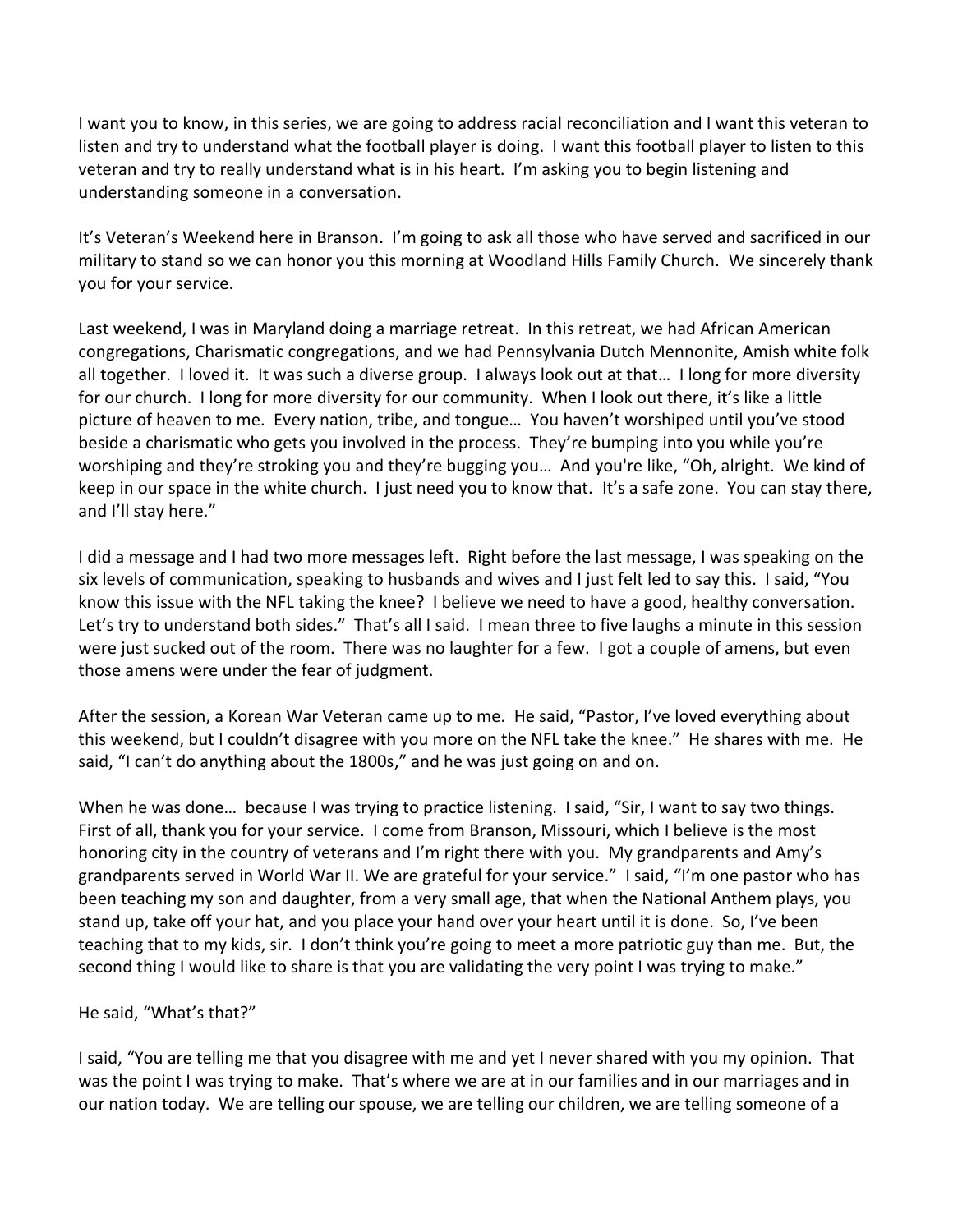I want you to know, in this series, we are going to address racial reconciliation and I want this veteran to listen and try to understand what the football player is doing. I want this football player to listen to this veteran and try to really understand what is in his heart. I'm asking you to begin listening and understanding someone in a conversation.

It's Veteran's Weekend here in Branson. I'm going to ask all those who have served and sacrificed in our military to stand so we can honor you this morning at Woodland Hills Family Church. We sincerely thank you for your service.

Last weekend, I was in Maryland doing a marriage retreat. In this retreat, we had African American congregations, Charismatic congregations, and we had Pennsylvania Dutch Mennonite, Amish white folk all together. I loved it. It was such a diverse group. I always look out at that… I long for more diversity for our church. I long for more diversity for our community. When I look out there, it's like a little picture of heaven to me. Every nation, tribe, and tongue… You haven't worshiped until you've stood beside a charismatic who gets you involved in the process. They're bumping into you while you're worshiping and they're stroking you and they're bugging you… And you're like, "Oh, alright. We kind of keep in our space in the white church. I just need you to know that. It's a safe zone. You can stay there, and I'll stay here."

I did a message and I had two more messages left. Right before the last message, I was speaking on the six levels of communication, speaking to husbands and wives and I just felt led to say this. I said, "You know this issue with the NFL taking the knee? I believe we need to have a good, healthy conversation. Let's try to understand both sides." That's all I said. I mean three to five laughs a minute in this session were just sucked out of the room. There was no laughter for a few. I got a couple of amens, but even those amens were under the fear of judgment.

After the session, a Korean War Veteran came up to me. He said, "Pastor, I've loved everything about this weekend, but I couldn't disagree with you more on the NFL take the knee." He shares with me. He said, "I can't do anything about the 1800s," and he was just going on and on.

When he was done… because I was trying to practice listening. I said, "Sir, I want to say two things. First of all, thank you for your service. I come from Branson, Missouri, which I believe is the most honoring city in the country of veterans and I'm right there with you. My grandparents and Amy's grandparents served in World War II. We are grateful for your service." I said, "I'm one pastor who has been teaching my son and daughter, from a very small age, that when the National Anthem plays, you stand up, take off your hat, and you place your hand over your heart until it is done. So, I've been teaching that to my kids, sir. I don't think you're going to meet a more patriotic guy than me. But, the second thing I would like to share is that you are validating the very point I was trying to make."

He said, "What's that?"

I said, "You are telling me that you disagree with me and yet I never shared with you my opinion. That was the point I was trying to make. That's where we are at in our families and in our marriages and in our nation today. We are telling our spouse, we are telling our children, we are telling someone of a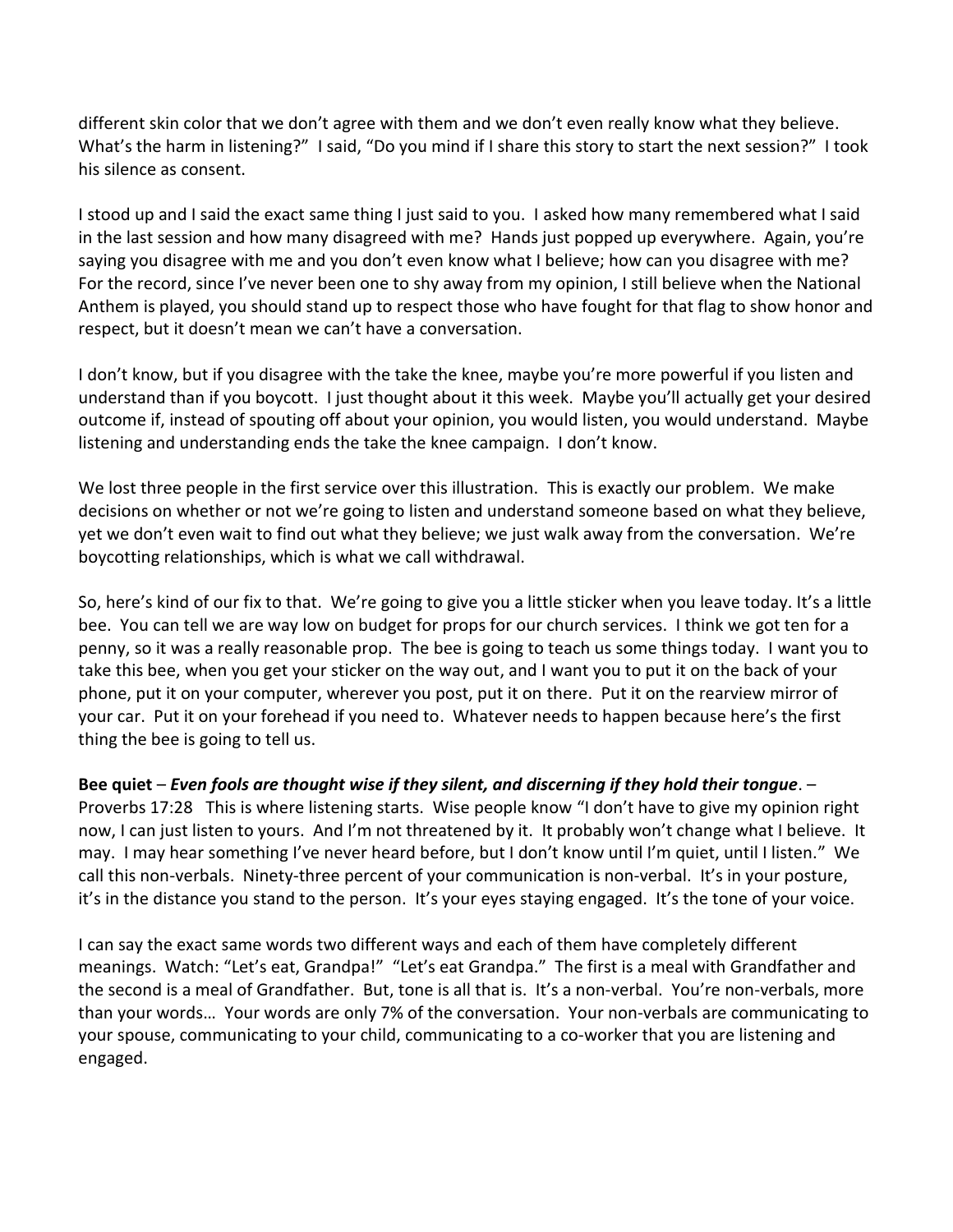different skin color that we don't agree with them and we don't even really know what they believe. What's the harm in listening?" I said, "Do you mind if I share this story to start the next session?" I took his silence as consent.

I stood up and I said the exact same thing I just said to you. I asked how many remembered what I said in the last session and how many disagreed with me? Hands just popped up everywhere. Again, you're saying you disagree with me and you don't even know what I believe; how can you disagree with me? For the record, since I've never been one to shy away from my opinion, I still believe when the National Anthem is played, you should stand up to respect those who have fought for that flag to show honor and respect, but it doesn't mean we can't have a conversation.

I don't know, but if you disagree with the take the knee, maybe you're more powerful if you listen and understand than if you boycott. I just thought about it this week. Maybe you'll actually get your desired outcome if, instead of spouting off about your opinion, you would listen, you would understand. Maybe listening and understanding ends the take the knee campaign. I don't know.

We lost three people in the first service over this illustration. This is exactly our problem. We make decisions on whether or not we're going to listen and understand someone based on what they believe, yet we don't even wait to find out what they believe; we just walk away from the conversation. We're boycotting relationships, which is what we call withdrawal.

So, here's kind of our fix to that. We're going to give you a little sticker when you leave today. It's a little bee. You can tell we are way low on budget for props for our church services. I think we got ten for a penny, so it was a really reasonable prop. The bee is going to teach us some things today. I want you to take this bee, when you get your sticker on the way out, and I want you to put it on the back of your phone, put it on your computer, wherever you post, put it on there. Put it on the rearview mirror of your car. Put it on your forehead if you need to. Whatever needs to happen because here's the first thing the bee is going to tell us.

**Bee quiet** – ***Even fools are thought wise if they silent, and discerning if they hold their tongue***. – Proverbs 17:28 This is where listening starts. Wise people know "I don't have to give my opinion right now, I can just listen to yours. And I'm not threatened by it. It probably won't change what I believe. It may. I may hear something I've never heard before, but I don't know until I'm quiet, until I listen." We call this non-verbals. Ninety-three percent of your communication is non-verbal. It's in your posture, it's in the distance you stand to the person. It's your eyes staying engaged. It's the tone of your voice.

I can say the exact same words two different ways and each of them have completely different meanings. Watch: "Let's eat, Grandpa!" "Let's eat Grandpa." The first is a meal with Grandfather and the second is a meal of Grandfather. But, tone is all that is. It's a non-verbal. You're non-verbals, more than your words… Your words are only 7% of the conversation. Your non-verbals are communicating to your spouse, communicating to your child, communicating to a co-worker that you are listening and engaged.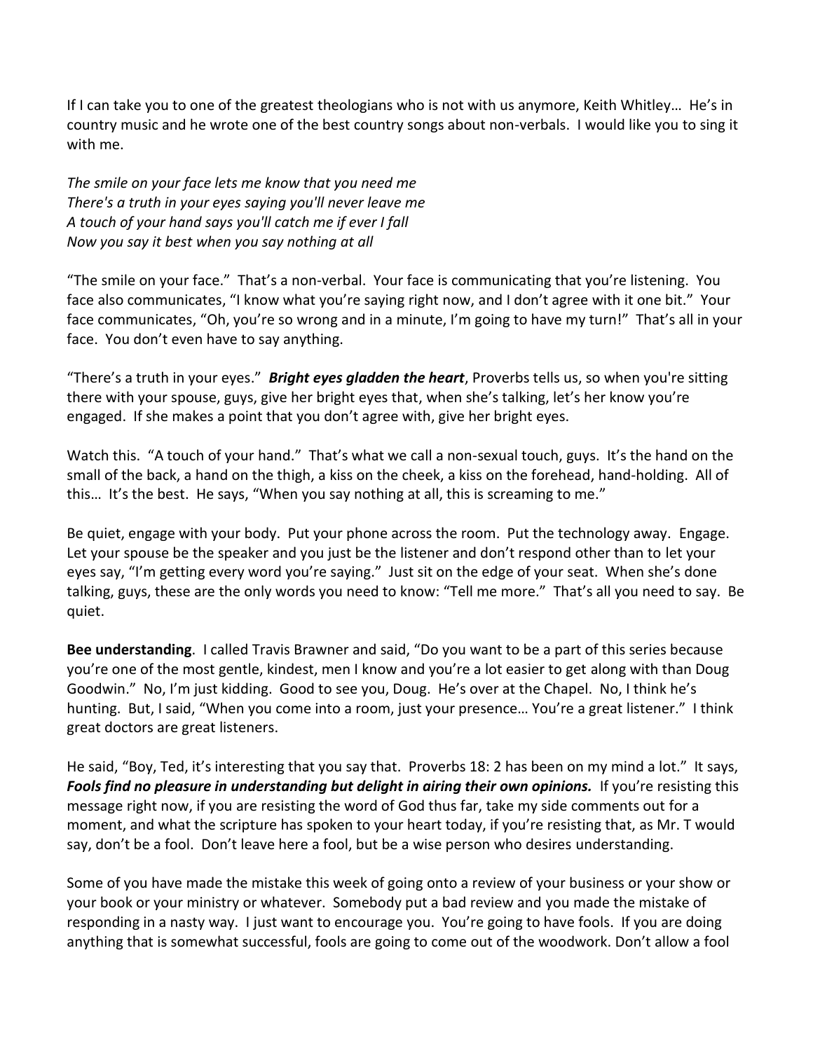If I can take you to one of the greatest theologians who is not with us anymore, Keith Whitley… He's in country music and he wrote one of the best country songs about non-verbals. I would like you to sing it with me.

*The smile on your face lets me know that you need me*
*There's a truth in your eyes saying you'll never leave me*
*A touch of your hand says you'll catch me if ever I fall*
*Now you say it best when you say nothing at all*

"The smile on your face." That's a non-verbal. Your face is communicating that you're listening. You face also communicates, "I know what you're saying right now, and I don't agree with it one bit." Your face communicates, "Oh, you're so wrong and in a minute, I'm going to have my turn!" That's all in your face. You don't even have to say anything.

"There's a truth in your eyes." ***Bright eyes gladden the heart***, Proverbs tells us, so when you're sitting there with your spouse, guys, give her bright eyes that, when she's talking, let's her know you're engaged. If she makes a point that you don't agree with, give her bright eyes.

Watch this. "A touch of your hand." That's what we call a non-sexual touch, guys. It's the hand on the small of the back, a hand on the thigh, a kiss on the cheek, a kiss on the forehead, hand-holding. All of this… It's the best. He says, "When you say nothing at all, this is screaming to me."

Be quiet, engage with your body. Put your phone across the room. Put the technology away. Engage. Let your spouse be the speaker and you just be the listener and don't respond other than to let your eyes say, "I'm getting every word you're saying." Just sit on the edge of your seat. When she's done talking, guys, these are the only words you need to know: "Tell me more." That's all you need to say. Be quiet.

**Bee understanding**. I called Travis Brawner and said, "Do you want to be a part of this series because you're one of the most gentle, kindest, men I know and you're a lot easier to get along with than Doug Goodwin." No, I'm just kidding. Good to see you, Doug. He's over at the Chapel. No, I think he's hunting. But, I said, "When you come into a room, just your presence… You're a great listener." I think great doctors are great listeners.

He said, "Boy, Ted, it's interesting that you say that. Proverbs 18: 2 has been on my mind a lot." It says, ***Fools find no pleasure in understanding but delight in airing their own opinions.*** If you're resisting this message right now, if you are resisting the word of God thus far, take my side comments out for a moment, and what the scripture has spoken to your heart today, if you're resisting that, as Mr. T would say, don't be a fool. Don't leave here a fool, but be a wise person who desires understanding.

Some of you have made the mistake this week of going onto a review of your business or your show or your book or your ministry or whatever. Somebody put a bad review and you made the mistake of responding in a nasty way. I just want to encourage you. You're going to have fools. If you are doing anything that is somewhat successful, fools are going to come out of the woodwork. Don't allow a fool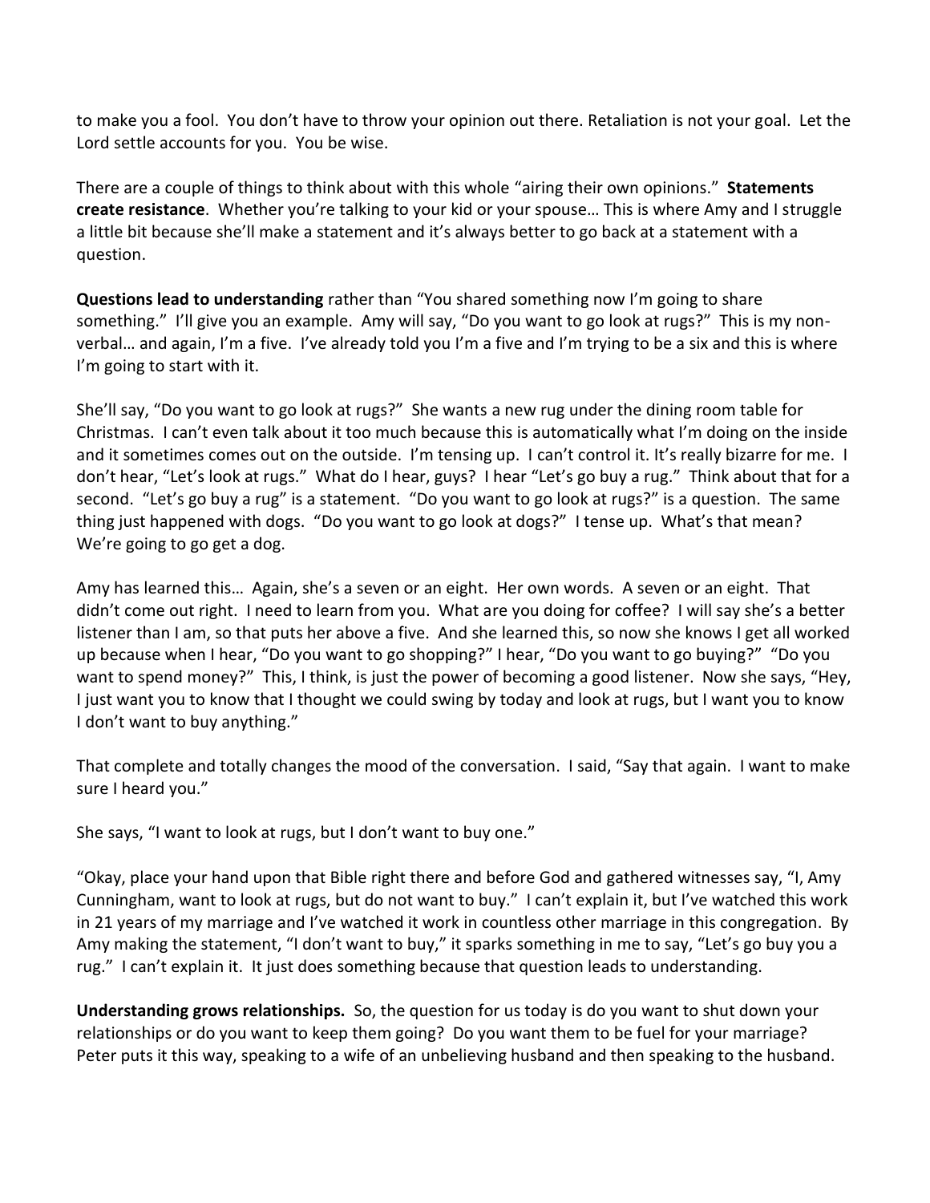to make you a fool. You don't have to throw your opinion out there. Retaliation is not your goal. Let the Lord settle accounts for you. You be wise.

There are a couple of things to think about with this whole "airing their own opinions." **Statements create resistance**. Whether you're talking to your kid or your spouse… This is where Amy and I struggle a little bit because she'll make a statement and it's always better to go back at a statement with a question.

**Questions lead to understanding** rather than "You shared something now I'm going to share something." I'll give you an example. Amy will say, "Do you want to go look at rugs?" This is my non-verbal… and again, I'm a five. I've already told you I'm a five and I'm trying to be a six and this is where I'm going to start with it.

She'll say, "Do you want to go look at rugs?" She wants a new rug under the dining room table for Christmas. I can't even talk about it too much because this is automatically what I'm doing on the inside and it sometimes comes out on the outside. I'm tensing up. I can't control it. It's really bizarre for me. I don't hear, "Let's look at rugs." What do I hear, guys? I hear "Let's go buy a rug." Think about that for a second. "Let's go buy a rug" is a statement. "Do you want to go look at rugs?" is a question. The same thing just happened with dogs. "Do you want to go look at dogs?" I tense up. What's that mean? We're going to go get a dog.

Amy has learned this… Again, she's a seven or an eight. Her own words. A seven or an eight. That didn't come out right. I need to learn from you. What are you doing for coffee? I will say she's a better listener than I am, so that puts her above a five. And she learned this, so now she knows I get all worked up because when I hear, "Do you want to go shopping?" I hear, "Do you want to go buying?" "Do you want to spend money?" This, I think, is just the power of becoming a good listener. Now she says, "Hey, I just want you to know that I thought we could swing by today and look at rugs, but I want you to know I don't want to buy anything."

That complete and totally changes the mood of the conversation. I said, "Say that again. I want to make sure I heard you."

She says, "I want to look at rugs, but I don't want to buy one."

"Okay, place your hand upon that Bible right there and before God and gathered witnesses say, "I, Amy Cunningham, want to look at rugs, but do not want to buy." I can't explain it, but I've watched this work in 21 years of my marriage and I've watched it work in countless other marriage in this congregation. By Amy making the statement, "I don't want to buy," it sparks something in me to say, "Let's go buy you a rug." I can't explain it. It just does something because that question leads to understanding.

**Understanding grows relationships.** So, the question for us today is do you want to shut down your relationships or do you want to keep them going? Do you want them to be fuel for your marriage? Peter puts it this way, speaking to a wife of an unbelieving husband and then speaking to the husband.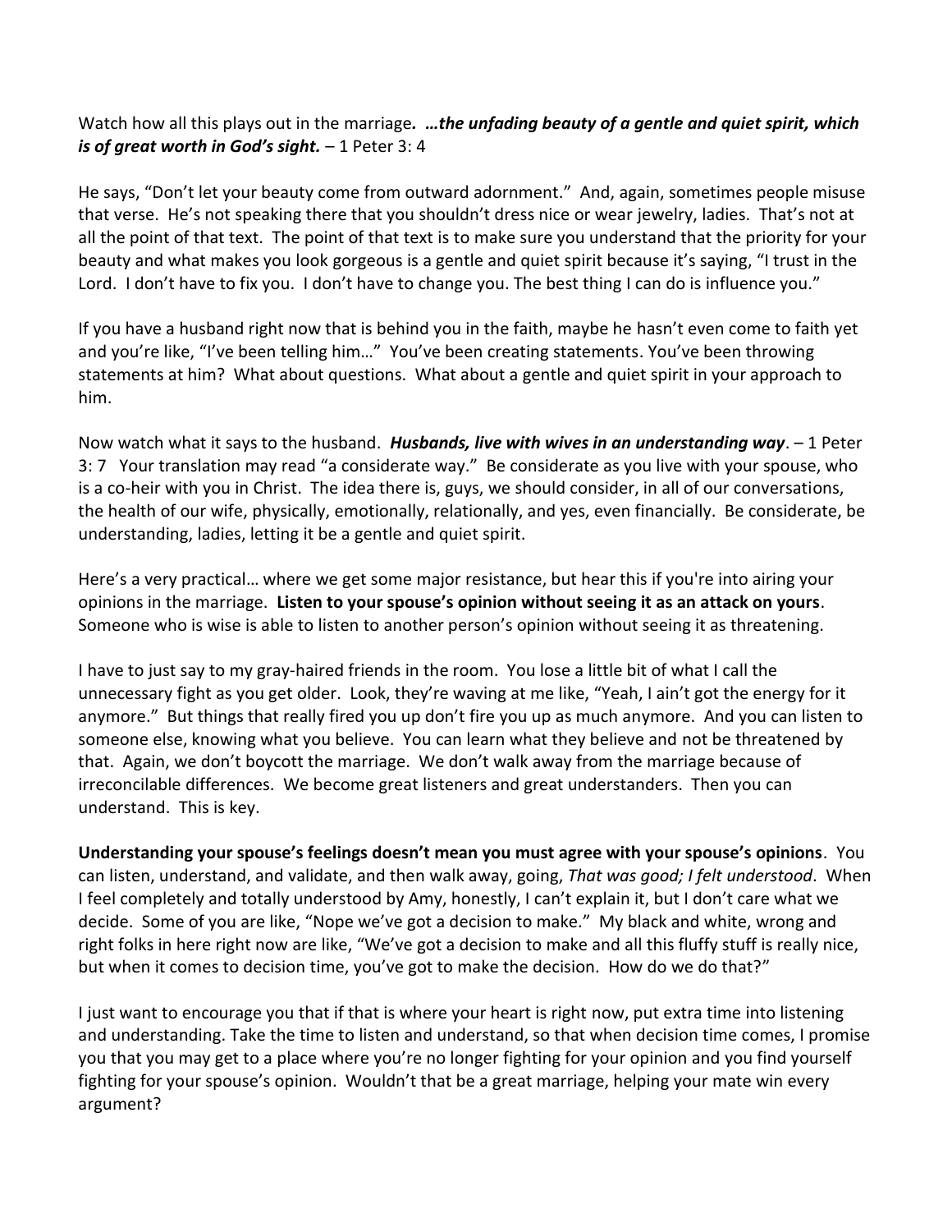Watch how all this plays out in the marriage***. …the unfading beauty of a gentle and quiet spirit, which is of great worth in God's sight.*** – 1 Peter 3: 4

He says, "Don't let your beauty come from outward adornment." And, again, sometimes people misuse that verse. He's not speaking there that you shouldn't dress nice or wear jewelry, ladies. That's not at all the point of that text. The point of that text is to make sure you understand that the priority for your beauty and what makes you look gorgeous is a gentle and quiet spirit because it's saying, "I trust in the Lord. I don't have to fix you. I don't have to change you. The best thing I can do is influence you."

If you have a husband right now that is behind you in the faith, maybe he hasn't even come to faith yet and you're like, "I've been telling him…" You've been creating statements. You've been throwing statements at him? What about questions. What about a gentle and quiet spirit in your approach to him.

Now watch what it says to the husband. ***Husbands, live with wives in an understanding way***. – 1 Peter 3: 7 Your translation may read "a considerate way." Be considerate as you live with your spouse, who is a co-heir with you in Christ. The idea there is, guys, we should consider, in all of our conversations, the health of our wife, physically, emotionally, relationally, and yes, even financially. Be considerate, be understanding, ladies, letting it be a gentle and quiet spirit.

Here's a very practical… where we get some major resistance, but hear this if you're into airing your opinions in the marriage. **Listen to your spouse's opinion without seeing it as an attack on yours**. Someone who is wise is able to listen to another person's opinion without seeing it as threatening.

I have to just say to my gray-haired friends in the room. You lose a little bit of what I call the unnecessary fight as you get older. Look, they're waving at me like, "Yeah, I ain't got the energy for it anymore." But things that really fired you up don't fire you up as much anymore. And you can listen to someone else, knowing what you believe. You can learn what they believe and not be threatened by that. Again, we don't boycott the marriage. We don't walk away from the marriage because of irreconcilable differences. We become great listeners and great understanders. Then you can understand. This is key.

**Understanding your spouse's feelings doesn't mean you must agree with your spouse's opinions**. You can listen, understand, and validate, and then walk away, going, *That was good; I felt understood*. When I feel completely and totally understood by Amy, honestly, I can't explain it, but I don't care what we decide. Some of you are like, "Nope we've got a decision to make." My black and white, wrong and right folks in here right now are like, "We've got a decision to make and all this fluffy stuff is really nice, but when it comes to decision time, you've got to make the decision. How do we do that?"

I just want to encourage you that if that is where your heart is right now, put extra time into listening and understanding. Take the time to listen and understand, so that when decision time comes, I promise you that you may get to a place where you're no longer fighting for your opinion and you find yourself fighting for your spouse's opinion. Wouldn't that be a great marriage, helping your mate win every argument?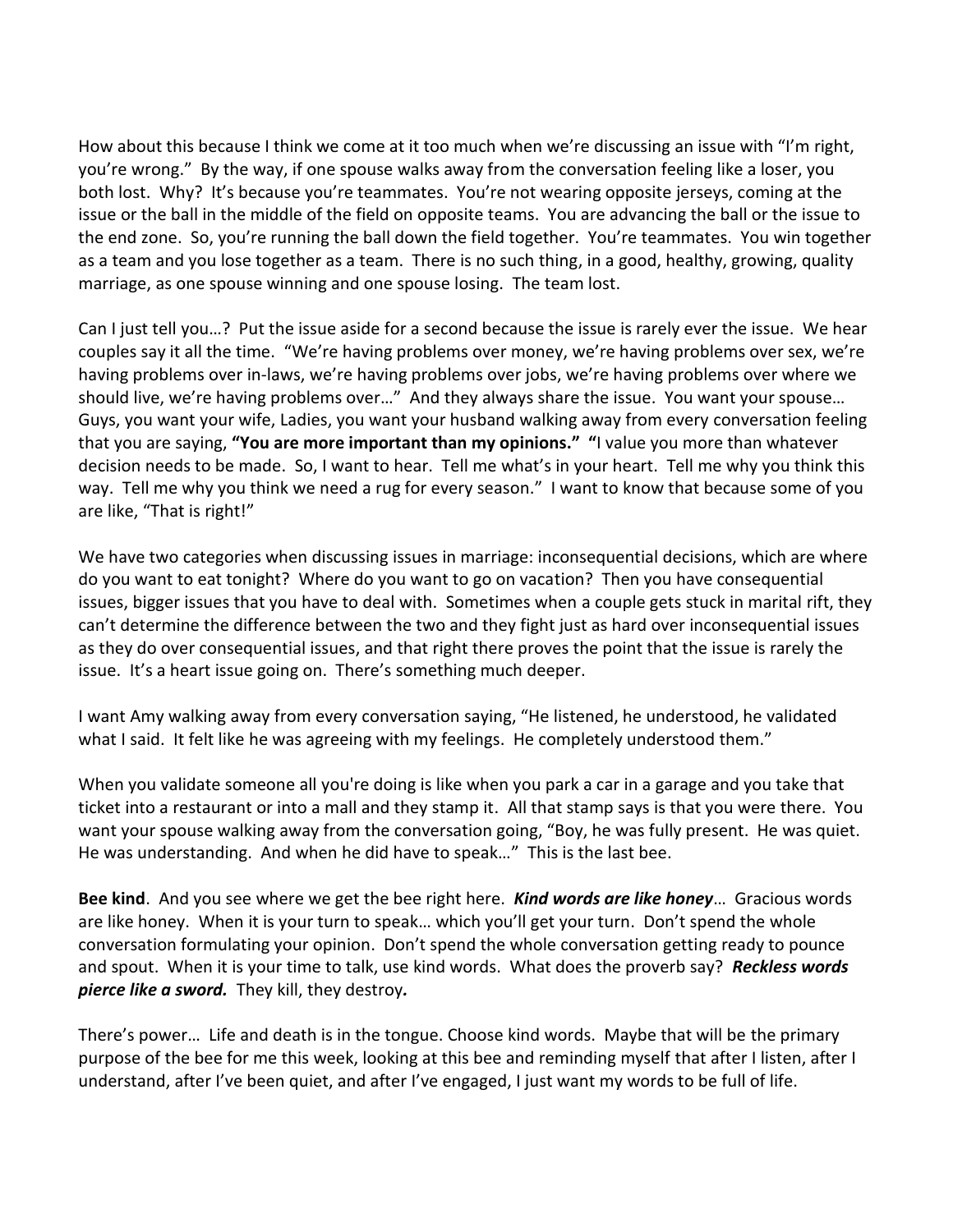How about this because I think we come at it too much when we're discussing an issue with "I'm right, you're wrong." By the way, if one spouse walks away from the conversation feeling like a loser, you both lost. Why? It's because you're teammates. You're not wearing opposite jerseys, coming at the issue or the ball in the middle of the field on opposite teams. You are advancing the ball or the issue to the end zone. So, you're running the ball down the field together. You're teammates. You win together as a team and you lose together as a team. There is no such thing, in a good, healthy, growing, quality marriage, as one spouse winning and one spouse losing. The team lost.

Can I just tell you…? Put the issue aside for a second because the issue is rarely ever the issue. We hear couples say it all the time. "We're having problems over money, we're having problems over sex, we're having problems over in-laws, we're having problems over jobs, we're having problems over where we should live, we're having problems over…" And they always share the issue. You want your spouse… Guys, you want your wife, Ladies, you want your husband walking away from every conversation feeling that you are saying, **"You are more important than my opinions." "**I value you more than whatever decision needs to be made. So, I want to hear. Tell me what's in your heart. Tell me why you think this way. Tell me why you think we need a rug for every season." I want to know that because some of you are like, "That is right!"

We have two categories when discussing issues in marriage: inconsequential decisions, which are where do you want to eat tonight? Where do you want to go on vacation? Then you have consequential issues, bigger issues that you have to deal with. Sometimes when a couple gets stuck in marital rift, they can't determine the difference between the two and they fight just as hard over inconsequential issues as they do over consequential issues, and that right there proves the point that the issue is rarely the issue. It's a heart issue going on. There's something much deeper.

I want Amy walking away from every conversation saying, "He listened, he understood, he validated what I said. It felt like he was agreeing with my feelings. He completely understood them."

When you validate someone all you're doing is like when you park a car in a garage and you take that ticket into a restaurant or into a mall and they stamp it. All that stamp says is that you were there. You want your spouse walking away from the conversation going, "Boy, he was fully present. He was quiet. He was understanding. And when he did have to speak…" This is the last bee.

**Bee kind**. And you see where we get the bee right here. ***Kind words are like honey***… Gracious words are like honey. When it is your turn to speak… which you'll get your turn. Don't spend the whole conversation formulating your opinion. Don't spend the whole conversation getting ready to pounce and spout. When it is your time to talk, use kind words. What does the proverb say? ***Reckless words pierce like a sword.*** They kill, they destroy*.*

There's power… Life and death is in the tongue. Choose kind words. Maybe that will be the primary purpose of the bee for me this week, looking at this bee and reminding myself that after I listen, after I understand, after I've been quiet, and after I've engaged, I just want my words to be full of life.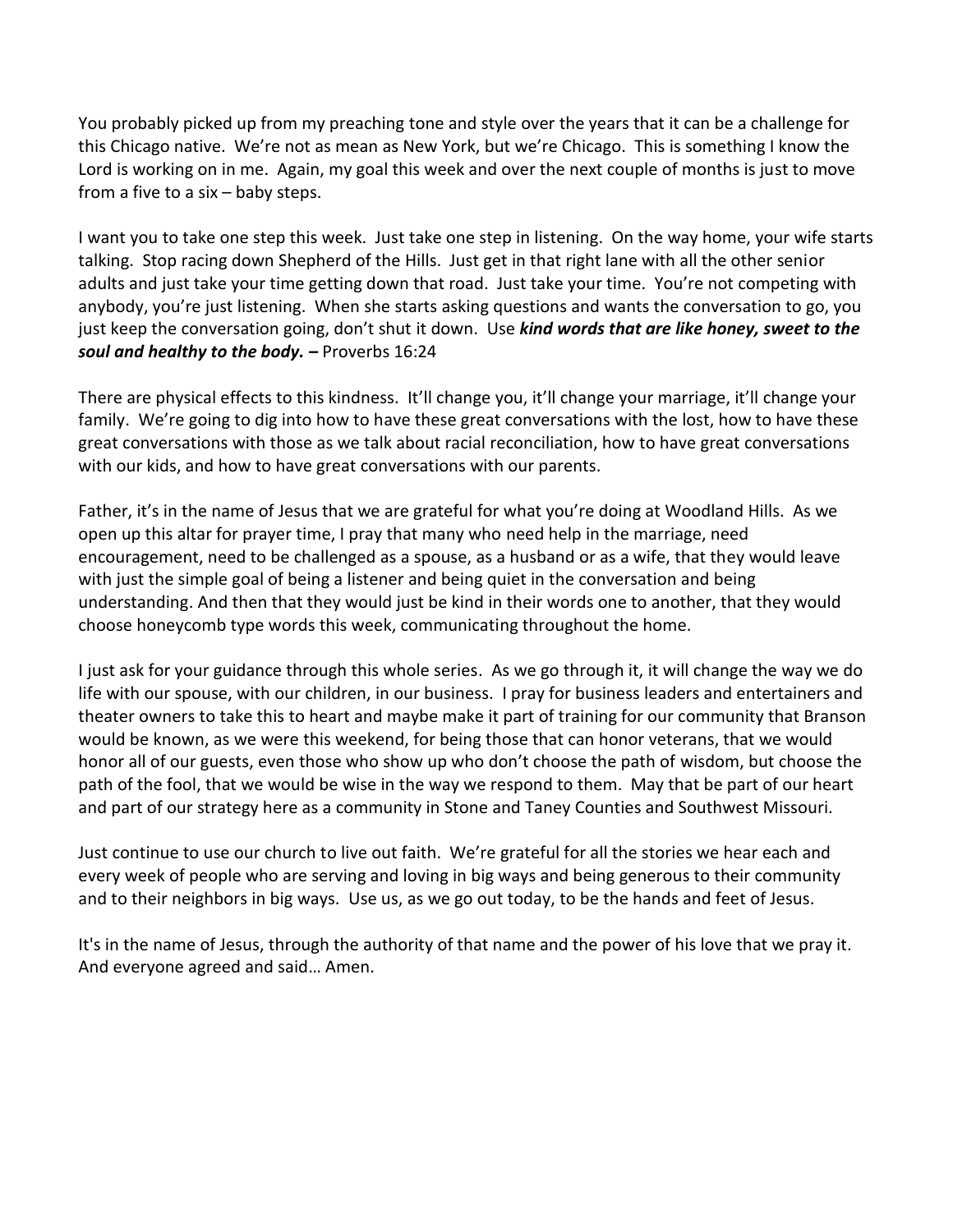You probably picked up from my preaching tone and style over the years that it can be a challenge for this Chicago native. We're not as mean as New York, but we're Chicago. This is something I know the Lord is working on in me. Again, my goal this week and over the next couple of months is just to move from a five to a six – baby steps.

I want you to take one step this week. Just take one step in listening. On the way home, your wife starts talking. Stop racing down Shepherd of the Hills. Just get in that right lane with all the other senior adults and just take your time getting down that road. Just take your time. You're not competing with anybody, you're just listening. When she starts asking questions and wants the conversation to go, you just keep the conversation going, don't shut it down. Use ***kind words that are like honey, sweet to the soul and healthy to the body. –*** Proverbs 16:24

There are physical effects to this kindness. It'll change you, it'll change your marriage, it'll change your family. We're going to dig into how to have these great conversations with the lost, how to have these great conversations with those as we talk about racial reconciliation, how to have great conversations with our kids, and how to have great conversations with our parents.

Father, it's in the name of Jesus that we are grateful for what you're doing at Woodland Hills. As we open up this altar for prayer time, I pray that many who need help in the marriage, need encouragement, need to be challenged as a spouse, as a husband or as a wife, that they would leave with just the simple goal of being a listener and being quiet in the conversation and being understanding. And then that they would just be kind in their words one to another, that they would choose honeycomb type words this week, communicating throughout the home.

I just ask for your guidance through this whole series. As we go through it, it will change the way we do life with our spouse, with our children, in our business. I pray for business leaders and entertainers and theater owners to take this to heart and maybe make it part of training for our community that Branson would be known, as we were this weekend, for being those that can honor veterans, that we would honor all of our guests, even those who show up who don't choose the path of wisdom, but choose the path of the fool, that we would be wise in the way we respond to them. May that be part of our heart and part of our strategy here as a community in Stone and Taney Counties and Southwest Missouri.

Just continue to use our church to live out faith. We're grateful for all the stories we hear each and every week of people who are serving and loving in big ways and being generous to their community and to their neighbors in big ways. Use us, as we go out today, to be the hands and feet of Jesus.

It's in the name of Jesus, through the authority of that name and the power of his love that we pray it. And everyone agreed and said… Amen.